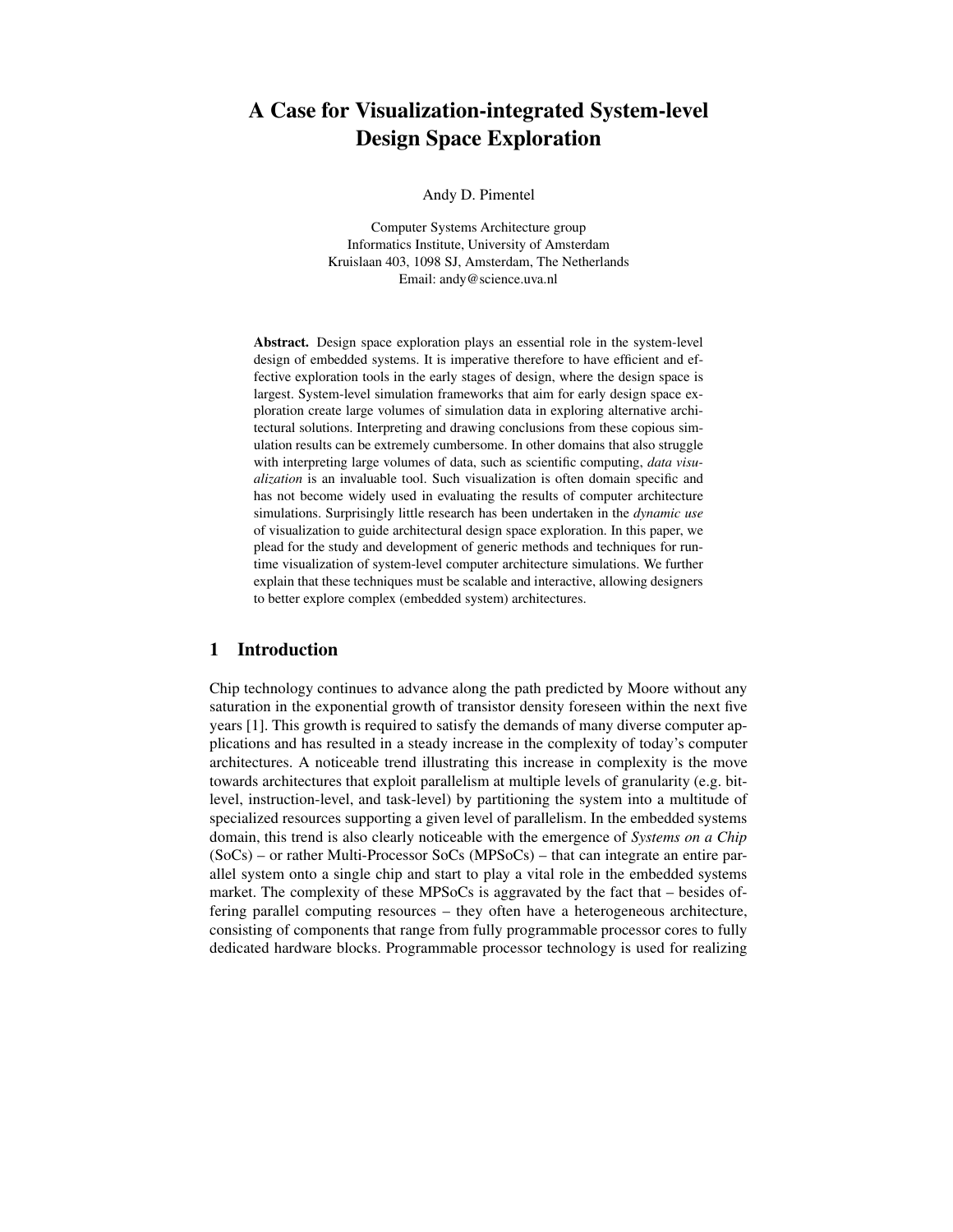# A Case for Visualization-integrated System-level Design Space Exploration

Andy D. Pimentel

Computer Systems Architecture group
Informatics Institute, University of Amsterdam
Kruislaan 403, 1098 SJ, Amsterdam, The Netherlands
Email: andy@science.uva.nl

**Abstract.** Design space exploration plays an essential role in the system-level design of embedded systems. It is imperative therefore to have efficient and effective exploration tools in the early stages of design, where the design space is largest. System-level simulation frameworks that aim for early design space exploration create large volumes of simulation data in exploring alternative architectural solutions. Interpreting and drawing conclusions from these copious simulation results can be extremely cumbersome. In other domains that also struggle with interpreting large volumes of data, such as scientific computing, *data visualization* is an invaluable tool. Such visualization is often domain specific and has not become widely used in evaluating the results of computer architecture simulations. Surprisingly little research has been undertaken in the *dynamic use* of visualization to guide architectural design space exploration. In this paper, we plead for the study and development of generic methods and techniques for run-time visualization of system-level computer architecture simulations. We further explain that these techniques must be scalable and interactive, allowing designers to better explore complex (embedded system) architectures.

## 1 Introduction

Chip technology continues to advance along the path predicted by Moore without any saturation in the exponential growth of transistor density foreseen within the next five years [1]. This growth is required to satisfy the demands of many diverse computer applications and has resulted in a steady increase in the complexity of today's computer architectures. A noticeable trend illustrating this increase in complexity is the move towards architectures that exploit parallelism at multiple levels of granularity (e.g. bit-level, instruction-level, and task-level) by partitioning the system into a multitude of specialized resources supporting a given level of parallelism. In the embedded systems domain, this trend is also clearly noticeable with the emergence of *Systems on a Chip* (SoCs) – or rather Multi-Processor SoCs (MPSoCs) – that can integrate an entire parallel system onto a single chip and start to play a vital role in the embedded systems market. The complexity of these MPSoCs is aggravated by the fact that – besides offering parallel computing resources – they often have a heterogeneous architecture, consisting of components that range from fully programmable processor cores to fully dedicated hardware blocks. Programmable processor technology is used for realizing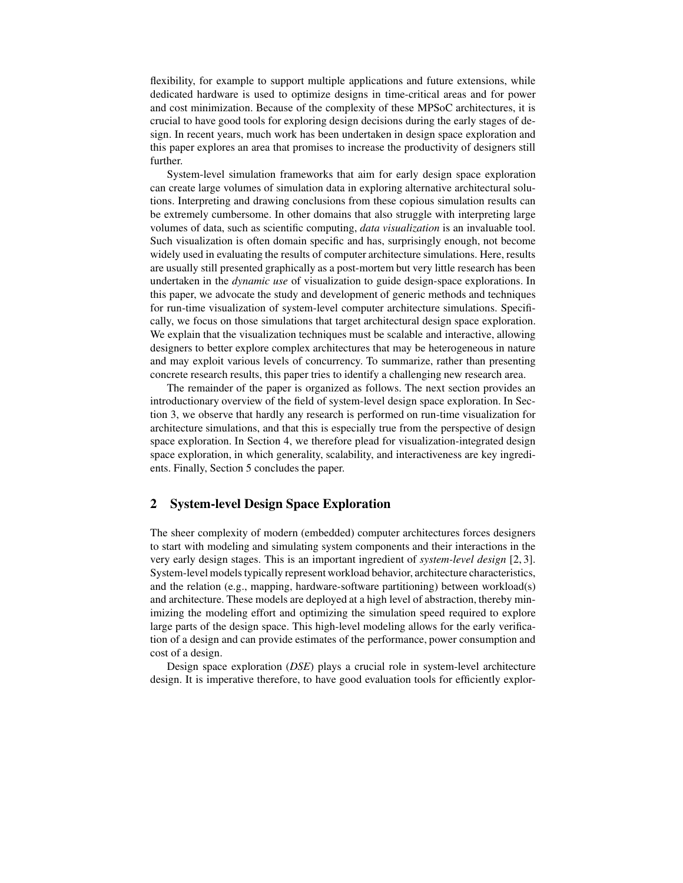flexibility, for example to support multiple applications and future extensions, while dedicated hardware is used to optimize designs in time-critical areas and for power and cost minimization. Because of the complexity of these MPSoC architectures, it is crucial to have good tools for exploring design decisions during the early stages of design. In recent years, much work has been undertaken in design space exploration and this paper explores an area that promises to increase the productivity of designers still further.

System-level simulation frameworks that aim for early design space exploration can create large volumes of simulation data in exploring alternative architectural solutions. Interpreting and drawing conclusions from these copious simulation results can be extremely cumbersome. In other domains that also struggle with interpreting large volumes of data, such as scientific computing, *data visualization* is an invaluable tool. Such visualization is often domain specific and has, surprisingly enough, not become widely used in evaluating the results of computer architecture simulations. Here, results are usually still presented graphically as a post-mortem but very little research has been undertaken in the *dynamic use* of visualization to guide design-space explorations. In this paper, we advocate the study and development of generic methods and techniques for run-time visualization of system-level computer architecture simulations. Specifically, we focus on those simulations that target architectural design space exploration. We explain that the visualization techniques must be scalable and interactive, allowing designers to better explore complex architectures that may be heterogeneous in nature and may exploit various levels of concurrency. To summarize, rather than presenting concrete research results, this paper tries to identify a challenging new research area.

The remainder of the paper is organized as follows. The next section provides an introductionary overview of the field of system-level design space exploration. In Section 3, we observe that hardly any research is performed on run-time visualization for architecture simulations, and that this is especially true from the perspective of design space exploration. In Section 4, we therefore plead for visualization-integrated design space exploration, in which generality, scalability, and interactiveness are key ingredients. Finally, Section 5 concludes the paper.

## 2 System-level Design Space Exploration

The sheer complexity of modern (embedded) computer architectures forces designers to start with modeling and simulating system components and their interactions in the very early design stages. This is an important ingredient of *system-level design* [2, 3]. System-level models typically represent workload behavior, architecture characteristics, and the relation (e.g., mapping, hardware-software partitioning) between workload(s) and architecture. These models are deployed at a high level of abstraction, thereby minimizing the modeling effort and optimizing the simulation speed required to explore large parts of the design space. This high-level modeling allows for the early verification of a design and can provide estimates of the performance, power consumption and cost of a design.

Design space exploration (*DSE*) plays a crucial role in system-level architecture design. It is imperative therefore, to have good evaluation tools for efficiently explor-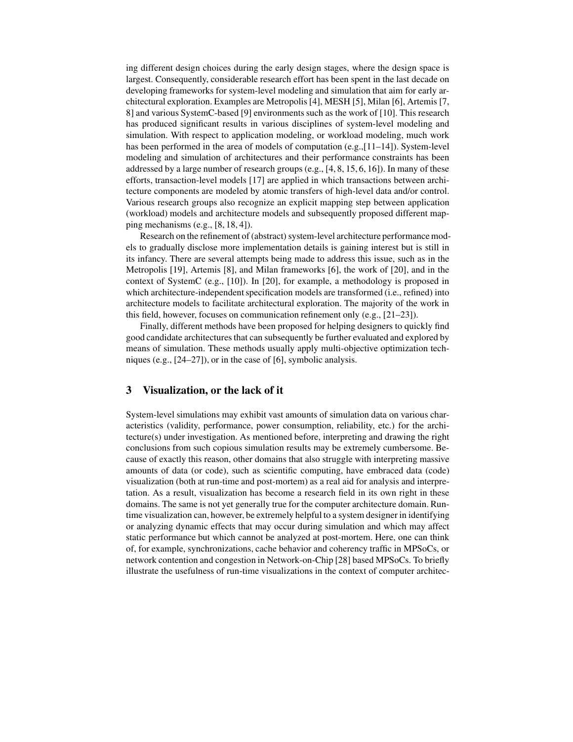ing different design choices during the early design stages, where the design space is largest. Consequently, considerable research effort has been spent in the last decade on developing frameworks for system-level modeling and simulation that aim for early architectural exploration. Examples are Metropolis [4], MESH [5], Milan [6], Artemis [7, 8] and various SystemC-based [9] environments such as the work of [10]. This research has produced significant results in various disciplines of system-level modeling and simulation. With respect to application modeling, or workload modeling, much work has been performed in the area of models of computation (e.g.,[11–14]). System-level modeling and simulation of architectures and their performance constraints has been addressed by a large number of research groups (e.g., [4, 8, 15, 6, 16]). In many of these efforts, transaction-level models [17] are applied in which transactions between architecture components are modeled by atomic transfers of high-level data and/or control. Various research groups also recognize an explicit mapping step between application (workload) models and architecture models and subsequently proposed different mapping mechanisms (e.g., [8, 18, 4]).

Research on the refinement of (abstract) system-level architecture performance models to gradually disclose more implementation details is gaining interest but is still in its infancy. There are several attempts being made to address this issue, such as in the Metropolis [19], Artemis [8], and Milan frameworks [6], the work of [20], and in the context of SystemC (e.g., [10]). In [20], for example, a methodology is proposed in which architecture-independent specification models are transformed (i.e., refined) into architecture models to facilitate architectural exploration. The majority of the work in this field, however, focuses on communication refinement only (e.g., [21–23]).

Finally, different methods have been proposed for helping designers to quickly find good candidate architectures that can subsequently be further evaluated and explored by means of simulation. These methods usually apply multi-objective optimization techniques (e.g., [24–27]), or in the case of [6], symbolic analysis.

## 3 Visualization, or the lack of it

System-level simulations may exhibit vast amounts of simulation data on various characteristics (validity, performance, power consumption, reliability, etc.) for the architecture(s) under investigation. As mentioned before, interpreting and drawing the right conclusions from such copious simulation results may be extremely cumbersome. Because of exactly this reason, other domains that also struggle with interpreting massive amounts of data (or code), such as scientific computing, have embraced data (code) visualization (both at run-time and post-mortem) as a real aid for analysis and interpretation. As a result, visualization has become a research field in its own right in these domains. The same is not yet generally true for the computer architecture domain. Run-time visualization can, however, be extremely helpful to a system designer in identifying or analyzing dynamic effects that may occur during simulation and which may affect static performance but which cannot be analyzed at post-mortem. Here, one can think of, for example, synchronizations, cache behavior and coherency traffic in MPSoCs, or network contention and congestion in Network-on-Chip [28] based MPSoCs. To briefly illustrate the usefulness of run-time visualizations in the context of computer architec-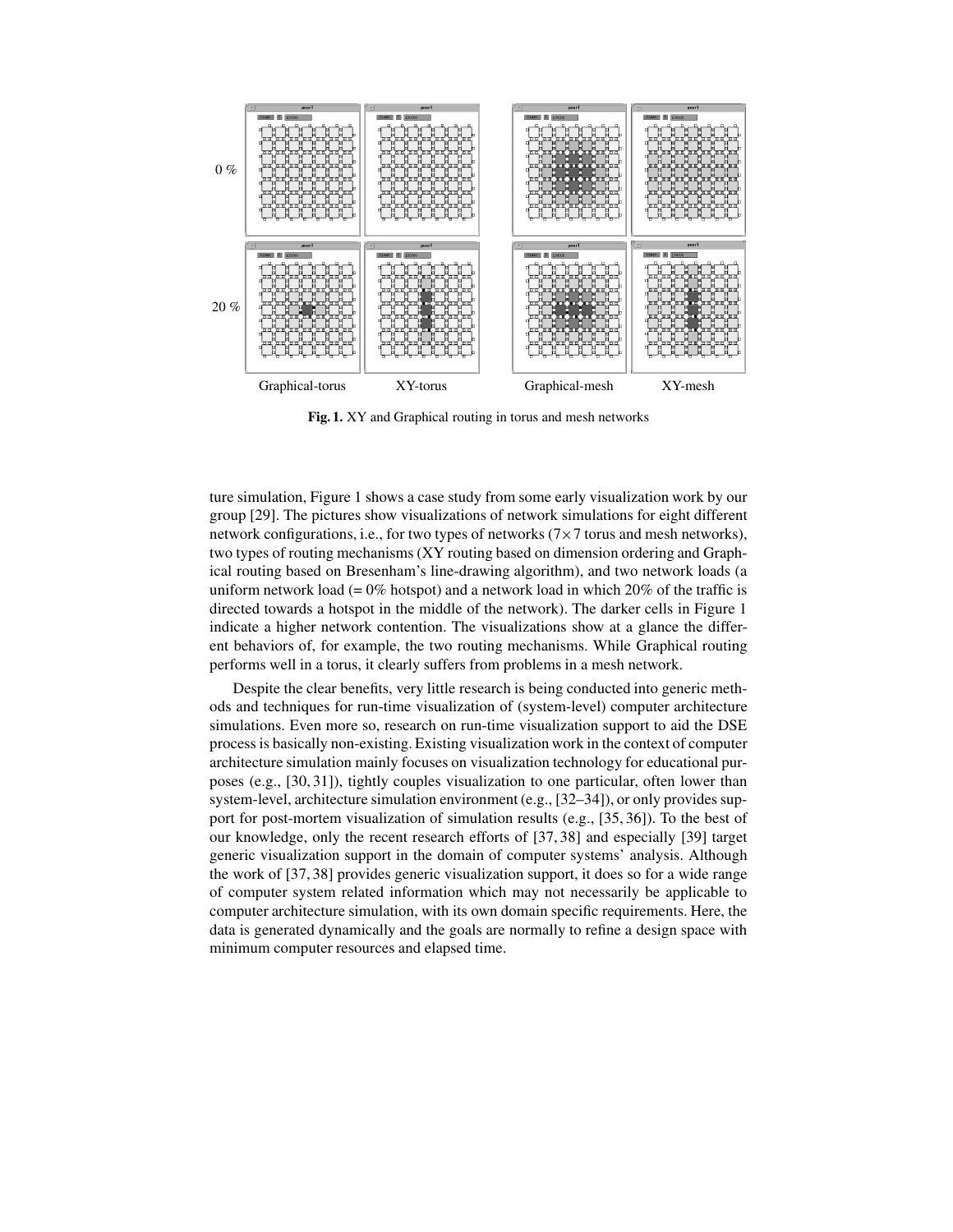Fig. 1. XY and Graphical routing in torus and mesh networks

ture simulation, Figure 1 shows a case study from some early visualization work by our group [29]. The pictures show visualizations of network simulations for eight different network configurations, i.e., for two types of networks (7×7 torus and mesh networks), two types of routing mechanisms (XY routing based on dimension ordering and Graphical routing based on Bresenham's line-drawing algorithm), and two network loads (a uniform network load (= 0% hotspot) and a network load in which 20% of the traffic is directed towards a hotspot in the middle of the network). The darker cells in Figure 1 indicate a higher network contention. The visualizations show at a glance the different behaviors of, for example, the two routing mechanisms. While Graphical routing performs well in a torus, it clearly suffers from problems in a mesh network.

Despite the clear benefits, very little research is being conducted into generic methods and techniques for run-time visualization of (system-level) computer architecture simulations. Even more so, research on run-time visualization support to aid the DSE process is basically non-existing. Existing visualization work in the context of computer architecture simulation mainly focuses on visualization technology for educational purposes (e.g., [30, 31]), tightly couples visualization to one particular, often lower than system-level, architecture simulation environment (e.g., [32–34]), or only provides support for post-mortem visualization of simulation results (e.g., [35, 36]). To the best of our knowledge, only the recent research efforts of [37, 38] and especially [39] target generic visualization support in the domain of computer systems' analysis. Although the work of [37, 38] provides generic visualization support, it does so for a wide range of computer system related information which may not necessarily be applicable to computer architecture simulation, with its own domain specific requirements. Here, the data is generated dynamically and the goals are normally to refine a design space with minimum computer resources and elapsed time.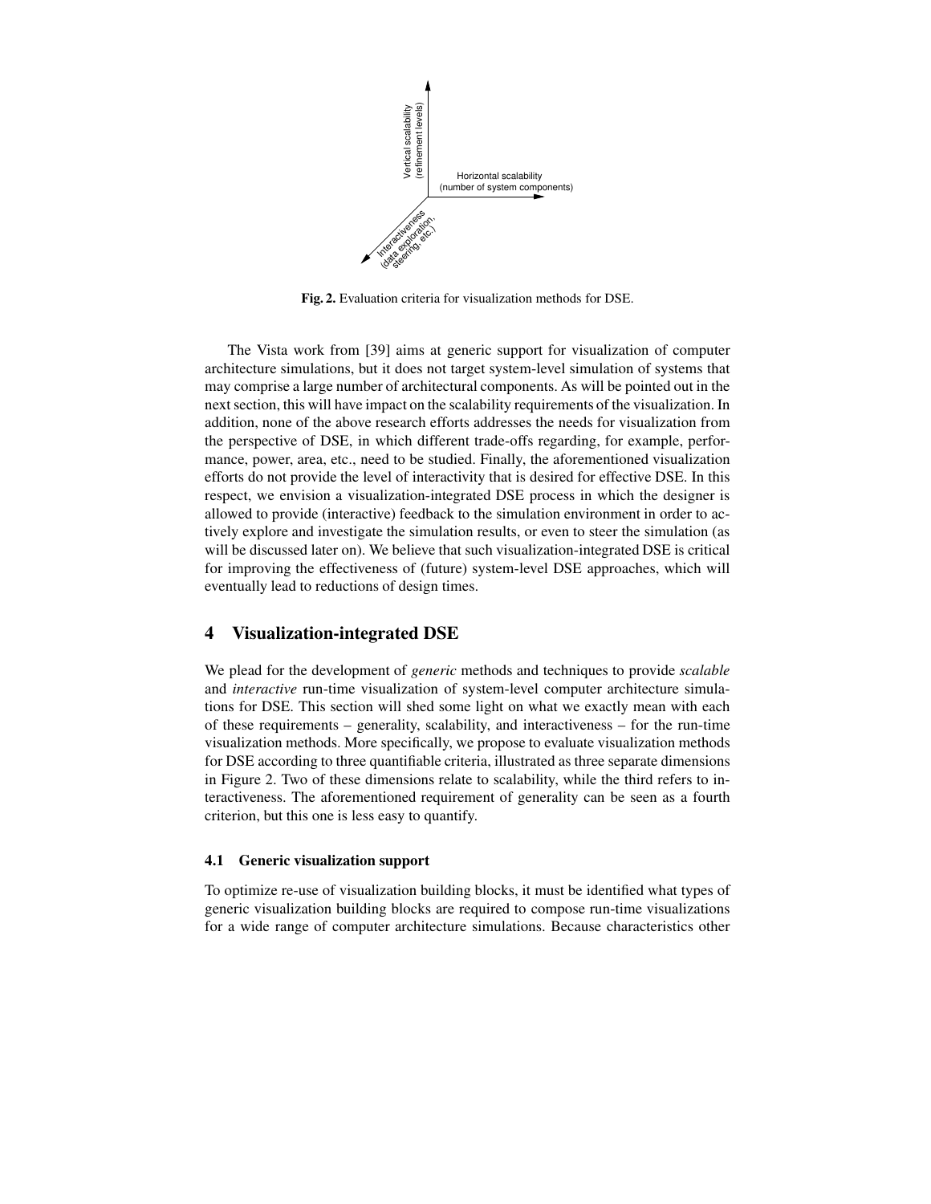Vertical scalability
(refinement levels)

Horizontal scalability
(number of system components)

Interactiveness
(data exploration,
steering, etc.)

**Fig. 2.** Evaluation criteria for visualization methods for DSE.

The Vista work from [39] aims at generic support for visualization of computer architecture simulations, but it does not target system-level simulation of systems that may comprise a large number of architectural components. As will be pointed out in the next section, this will have impact on the scalability requirements of the visualization. In addition, none of the above research efforts addresses the needs for visualization from the perspective of DSE, in which different trade-offs regarding, for example, performance, power, area, etc., need to be studied. Finally, the aforementioned visualization efforts do not provide the level of interactivity that is desired for effective DSE. In this respect, we envision a visualization-integrated DSE process in which the designer is allowed to provide (interactive) feedback to the simulation environment in order to actively explore and investigate the simulation results, or even to steer the simulation (as will be discussed later on). We believe that such visualization-integrated DSE is critical for improving the effectiveness of (future) system-level DSE approaches, which will eventually lead to reductions of design times.

## 4 Visualization-integrated DSE

We plead for the development of *generic* methods and techniques to provide *scalable* and *interactive* run-time visualization of system-level computer architecture simulations for DSE. This section will shed some light on what we exactly mean with each of these requirements – generality, scalability, and interactiveness – for the run-time visualization methods. More specifically, we propose to evaluate visualization methods for DSE according to three quantifiable criteria, illustrated as three separate dimensions in Figure 2. Two of these dimensions relate to scalability, while the third refers to interactiveness. The aforementioned requirement of generality can be seen as a fourth criterion, but this one is less easy to quantify.

### 4.1 Generic visualization support

To optimize re-use of visualization building blocks, it must be identified what types of generic visualization building blocks are required to compose run-time visualizations for a wide range of computer architecture simulations. Because characteristics other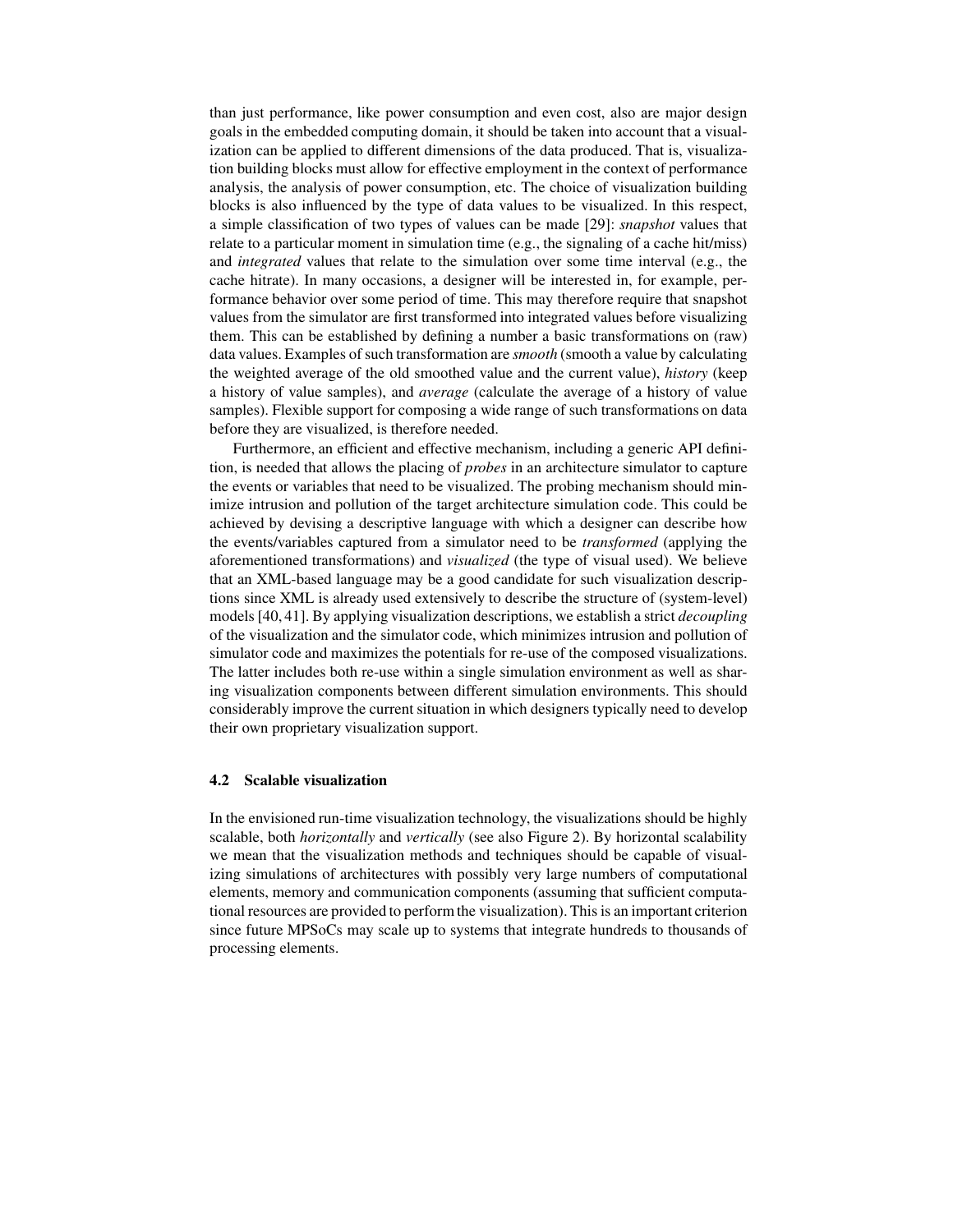than just performance, like power consumption and even cost, also are major design goals in the embedded computing domain, it should be taken into account that a visualization can be applied to different dimensions of the data produced. That is, visualization building blocks must allow for effective employment in the context of performance analysis, the analysis of power consumption, etc. The choice of visualization building blocks is also influenced by the type of data values to be visualized. In this respect, a simple classification of two types of values can be made [29]: *snapshot* values that relate to a particular moment in simulation time (e.g., the signaling of a cache hit/miss) and *integrated* values that relate to the simulation over some time interval (e.g., the cache hitrate). In many occasions, a designer will be interested in, for example, performance behavior over some period of time. This may therefore require that snapshot values from the simulator are first transformed into integrated values before visualizing them. This can be established by defining a number a basic transformations on (raw) data values. Examples of such transformation are *smooth* (smooth a value by calculating the weighted average of the old smoothed value and the current value), *history* (keep a history of value samples), and *average* (calculate the average of a history of value samples). Flexible support for composing a wide range of such transformations on data before they are visualized, is therefore needed.

Furthermore, an efficient and effective mechanism, including a generic API definition, is needed that allows the placing of *probes* in an architecture simulator to capture the events or variables that need to be visualized. The probing mechanism should minimize intrusion and pollution of the target architecture simulation code. This could be achieved by devising a descriptive language with which a designer can describe how the events/variables captured from a simulator need to be *transformed* (applying the aforementioned transformations) and *visualized* (the type of visual used). We believe that an XML-based language may be a good candidate for such visualization descriptions since XML is already used extensively to describe the structure of (system-level) models [40, 41]. By applying visualization descriptions, we establish a strict *decoupling* of the visualization and the simulator code, which minimizes intrusion and pollution of simulator code and maximizes the potentials for re-use of the composed visualizations. The latter includes both re-use within a single simulation environment as well as sharing visualization components between different simulation environments. This should considerably improve the current situation in which designers typically need to develop their own proprietary visualization support.

### 4.2 Scalable visualization

In the envisioned run-time visualization technology, the visualizations should be highly scalable, both *horizontally* and *vertically* (see also Figure 2). By horizontal scalability we mean that the visualization methods and techniques should be capable of visualizing simulations of architectures with possibly very large numbers of computational elements, memory and communication components (assuming that sufficient computational resources are provided to perform the visualization). This is an important criterion since future MPSoCs may scale up to systems that integrate hundreds to thousands of processing elements.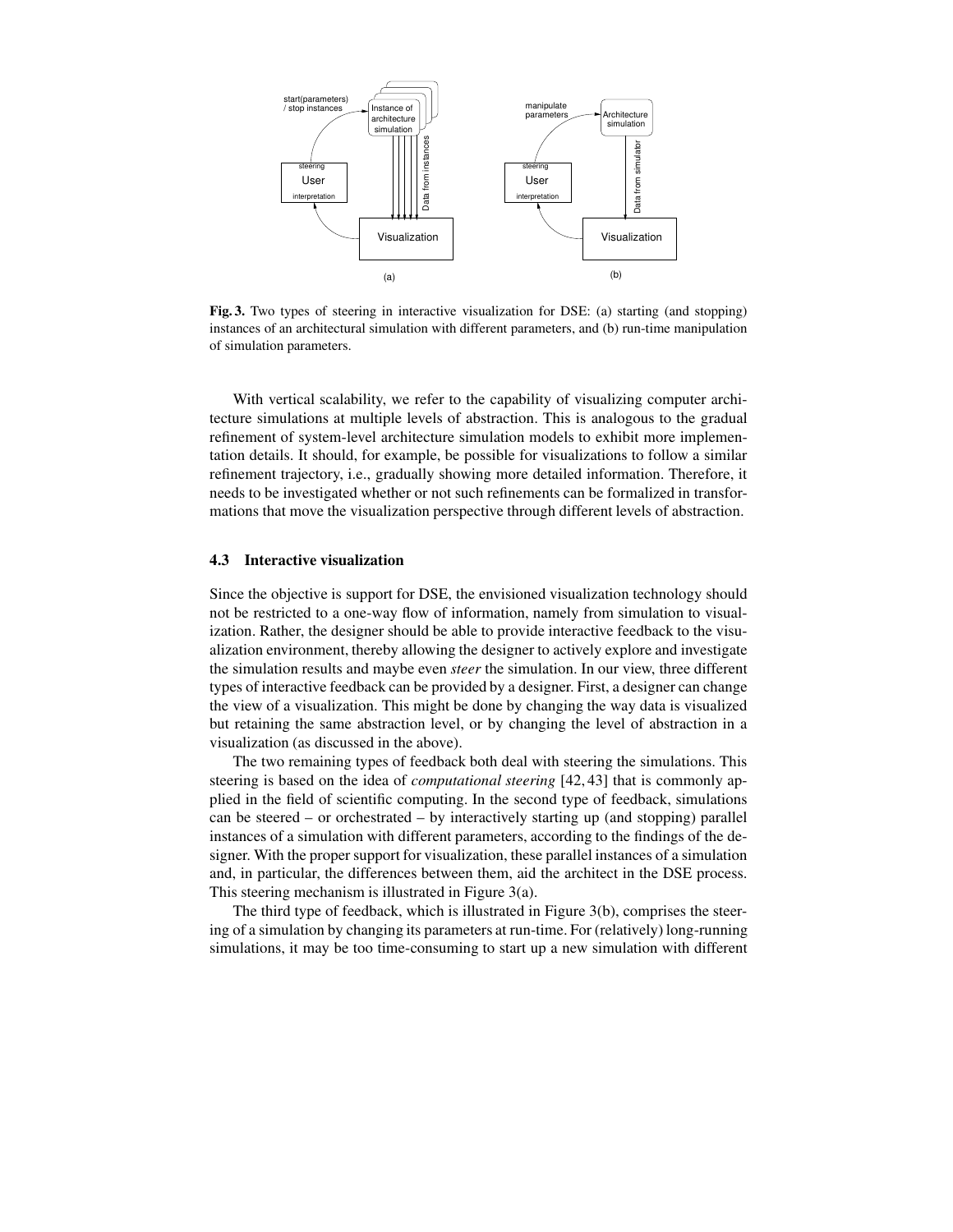start(parameters)
/ stop instances

Instance of
architecture
simulation

steering
User
interpretation

Data from instances

Visualization

(a)

manipulate
parameters

Architecture
simulation

steering
User
interpretation

Data from simulator

Visualization

(b)

**Fig. 3.** Two types of steering in interactive visualization for DSE: (a) starting (and stopping) instances of an architectural simulation with different parameters, and (b) run-time manipulation of simulation parameters.

With vertical scalability, we refer to the capability of visualizing computer architecture simulations at multiple levels of abstraction. This is analogous to the gradual refinement of system-level architecture simulation models to exhibit more implementation details. It should, for example, be possible for visualizations to follow a similar refinement trajectory, i.e., gradually showing more detailed information. Therefore, it needs to be investigated whether or not such refinements can be formalized in transformations that move the visualization perspective through different levels of abstraction.

### 4.3 Interactive visualization

Since the objective is support for DSE, the envisioned visualization technology should not be restricted to a one-way flow of information, namely from simulation to visualization. Rather, the designer should be able to provide interactive feedback to the visualization environment, thereby allowing the designer to actively explore and investigate the simulation results and maybe even *steer* the simulation. In our view, three different types of interactive feedback can be provided by a designer. First, a designer can change the view of a visualization. This might be done by changing the way data is visualized but retaining the same abstraction level, or by changing the level of abstraction in a visualization (as discussed in the above).

The two remaining types of feedback both deal with steering the simulations. This steering is based on the idea of *computational steering* [42, 43] that is commonly applied in the field of scientific computing. In the second type of feedback, simulations can be steered – or orchestrated – by interactively starting up (and stopping) parallel instances of a simulation with different parameters, according to the findings of the designer. With the proper support for visualization, these parallel instances of a simulation and, in particular, the differences between them, aid the architect in the DSE process. This steering mechanism is illustrated in Figure 3(a).

The third type of feedback, which is illustrated in Figure 3(b), comprises the steering of a simulation by changing its parameters at run-time. For (relatively) long-running simulations, it may be too time-consuming to start up a new simulation with different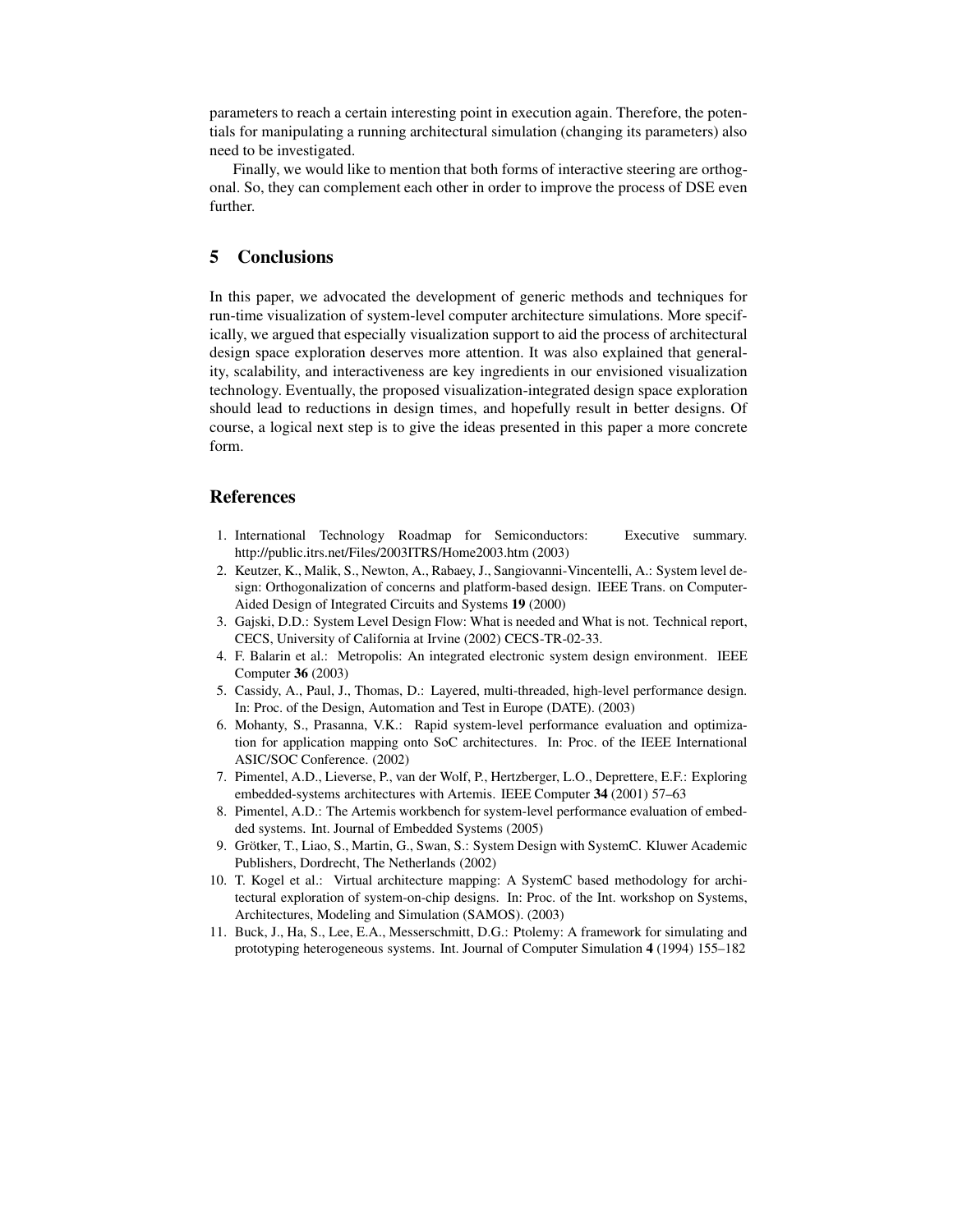parameters to reach a certain interesting point in execution again. Therefore, the potentials for manipulating a running architectural simulation (changing its parameters) also need to be investigated.

Finally, we would like to mention that both forms of interactive steering are orthogonal. So, they can complement each other in order to improve the process of DSE even further.

## 5 Conclusions

In this paper, we advocated the development of generic methods and techniques for run-time visualization of system-level computer architecture simulations. More specifically, we argued that especially visualization support to aid the process of architectural design space exploration deserves more attention. It was also explained that generality, scalability, and interactiveness are key ingredients in our envisioned visualization technology. Eventually, the proposed visualization-integrated design space exploration should lead to reductions in design times, and hopefully result in better designs. Of course, a logical next step is to give the ideas presented in this paper a more concrete form.

## References

1. International Technology Roadmap for Semiconductors: Executive summary. http://public.itrs.net/Files/2003ITRS/Home2003.htm (2003)
2. Keutzer, K., Malik, S., Newton, A., Rabaey, J., Sangiovanni-Vincentelli, A.: System level design: Orthogonalization of concerns and platform-based design. IEEE Trans. on Computer-Aided Design of Integrated Circuits and Systems **19** (2000)
3. Gajski, D.D.: System Level Design Flow: What is needed and What is not. Technical report, CECS, University of California at Irvine (2002) CECS-TR-02-33.
4. F. Balarin et al.: Metropolis: An integrated electronic system design environment. IEEE Computer **36** (2003)
5. Cassidy, A., Paul, J., Thomas, D.: Layered, multi-threaded, high-level performance design. In: Proc. of the Design, Automation and Test in Europe (DATE). (2003)
6. Mohanty, S., Prasanna, V.K.: Rapid system-level performance evaluation and optimization for application mapping onto SoC architectures. In: Proc. of the IEEE International ASIC/SOC Conference. (2002)
7. Pimentel, A.D., Lieverse, P., van der Wolf, P., Hertzberger, L.O., Deprettere, E.F.: Exploring embedded-systems architectures with Artemis. IEEE Computer **34** (2001) 57–63
8. Pimentel, A.D.: The Artemis workbench for system-level performance evaluation of embedded systems. Int. Journal of Embedded Systems (2005)
9. Grötker, T., Liao, S., Martin, G., Swan, S.: System Design with SystemC. Kluwer Academic Publishers, Dordrecht, The Netherlands (2002)
10. T. Kogel et al.: Virtual architecture mapping: A SystemC based methodology for architectural exploration of system-on-chip designs. In: Proc. of the Int. workshop on Systems, Architectures, Modeling and Simulation (SAMOS). (2003)
11. Buck, J., Ha, S., Lee, E.A., Messerschmitt, D.G.: Ptolemy: A framework for simulating and prototyping heterogeneous systems. Int. Journal of Computer Simulation **4** (1994) 155–182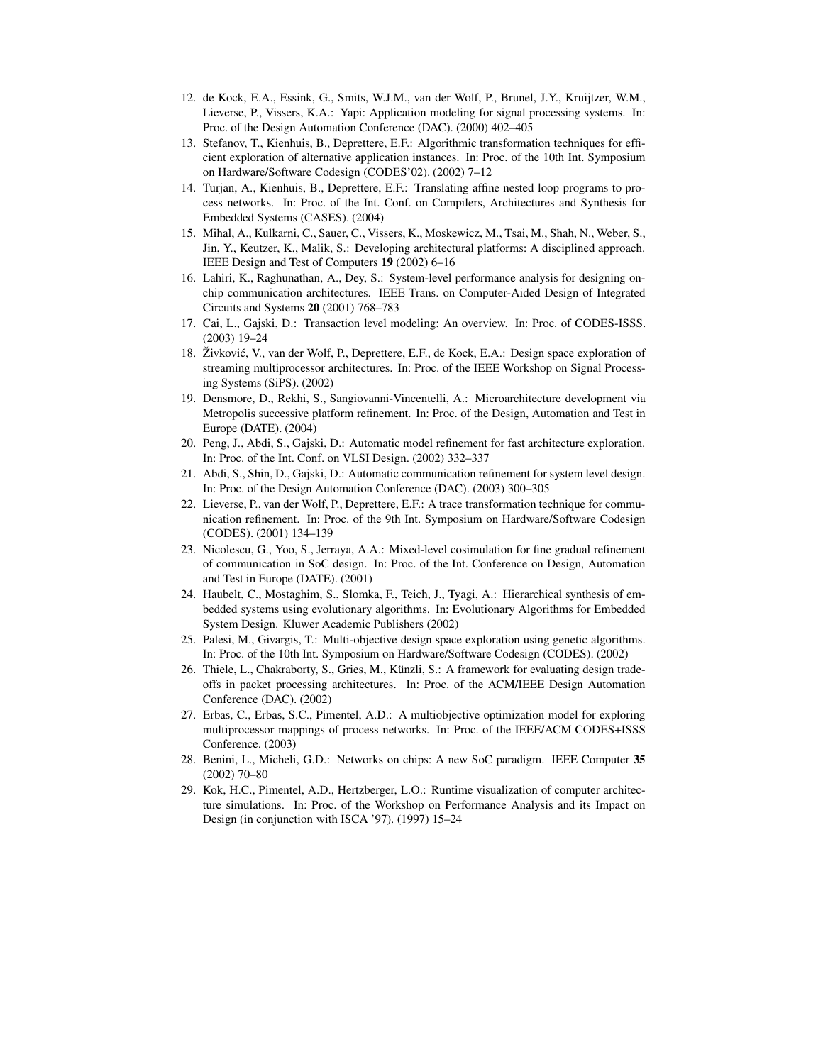12. de Kock, E.A., Essink, G., Smits, W.J.M., van der Wolf, P., Brunel, J.Y., Kruijtzer, W.M., Lieverse, P., Vissers, K.A.: Yapi: Application modeling for signal processing systems. In: Proc. of the Design Automation Conference (DAC). (2000) 402–405
13. Stefanov, T., Kienhuis, B., Deprettere, E.F.: Algorithmic transformation techniques for efficient exploration of alternative application instances. In: Proc. of the 10th Int. Symposium on Hardware/Software Codesign (CODES'02). (2002) 7–12
14. Turjan, A., Kienhuis, B., Deprettere, E.F.: Translating affine nested loop programs to process networks. In: Proc. of the Int. Conf. on Compilers, Architectures and Synthesis for Embedded Systems (CASES). (2004)
15. Mihal, A., Kulkarni, C., Sauer, C., Vissers, K., Moskewicz, M., Tsai, M., Shah, N., Weber, S., Jin, Y., Keutzer, K., Malik, S.: Developing architectural platforms: A disciplined approach. IEEE Design and Test of Computers **19** (2002) 6–16
16. Lahiri, K., Raghunathan, A., Dey, S.: System-level performance analysis for designing on-chip communication architectures. IEEE Trans. on Computer-Aided Design of Integrated Circuits and Systems **20** (2001) 768–783
17. Cai, L., Gajski, D.: Transaction level modeling: An overview. In: Proc. of CODES-ISSS. (2003) 19–24
18. Živković, V., van der Wolf, P., Deprettere, E.F., de Kock, E.A.: Design space exploration of streaming multiprocessor architectures. In: Proc. of the IEEE Workshop on Signal Processing Systems (SiPS). (2002)
19. Densmore, D., Rekhi, S., Sangiovanni-Vincentelli, A.: Microarchitecture development via Metropolis successive platform refinement. In: Proc. of the Design, Automation and Test in Europe (DATE). (2004)
20. Peng, J., Abdi, S., Gajski, D.: Automatic model refinement for fast architecture exploration. In: Proc. of the Int. Conf. on VLSI Design. (2002) 332–337
21. Abdi, S., Shin, D., Gajski, D.: Automatic communication refinement for system level design. In: Proc. of the Design Automation Conference (DAC). (2003) 300–305
22. Lieverse, P., van der Wolf, P., Deprettere, E.F.: A trace transformation technique for communication refinement. In: Proc. of the 9th Int. Symposium on Hardware/Software Codesign (CODES). (2001) 134–139
23. Nicolescu, G., Yoo, S., Jerraya, A.A.: Mixed-level cosimulation for fine gradual refinement of communication in SoC design. In: Proc. of the Int. Conference on Design, Automation and Test in Europe (DATE). (2001)
24. Haubelt, C., Mostaghim, S., Slomka, F., Teich, J., Tyagi, A.: Hierarchical synthesis of embedded systems using evolutionary algorithms. In: Evolutionary Algorithms for Embedded System Design. Kluwer Academic Publishers (2002)
25. Palesi, M., Givargis, T.: Multi-objective design space exploration using genetic algorithms. In: Proc. of the 10th Int. Symposium on Hardware/Software Codesign (CODES). (2002)
26. Thiele, L., Chakraborty, S., Gries, M., Künzli, S.: A framework for evaluating design tradeoffs in packet processing architectures. In: Proc. of the ACM/IEEE Design Automation Conference (DAC). (2002)
27. Erbas, C., Erbas, S.C., Pimentel, A.D.: A multiobjective optimization model for exploring multiprocessor mappings of process networks. In: Proc. of the IEEE/ACM CODES+ISSS Conference. (2003)
28. Benini, L., Micheli, G.D.: Networks on chips: A new SoC paradigm. IEEE Computer **35** (2002) 70–80
29. Kok, H.C., Pimentel, A.D., Hertzberger, L.O.: Runtime visualization of computer architecture simulations. In: Proc. of the Workshop on Performance Analysis and its Impact on Design (in conjunction with ISCA '97). (1997) 15–24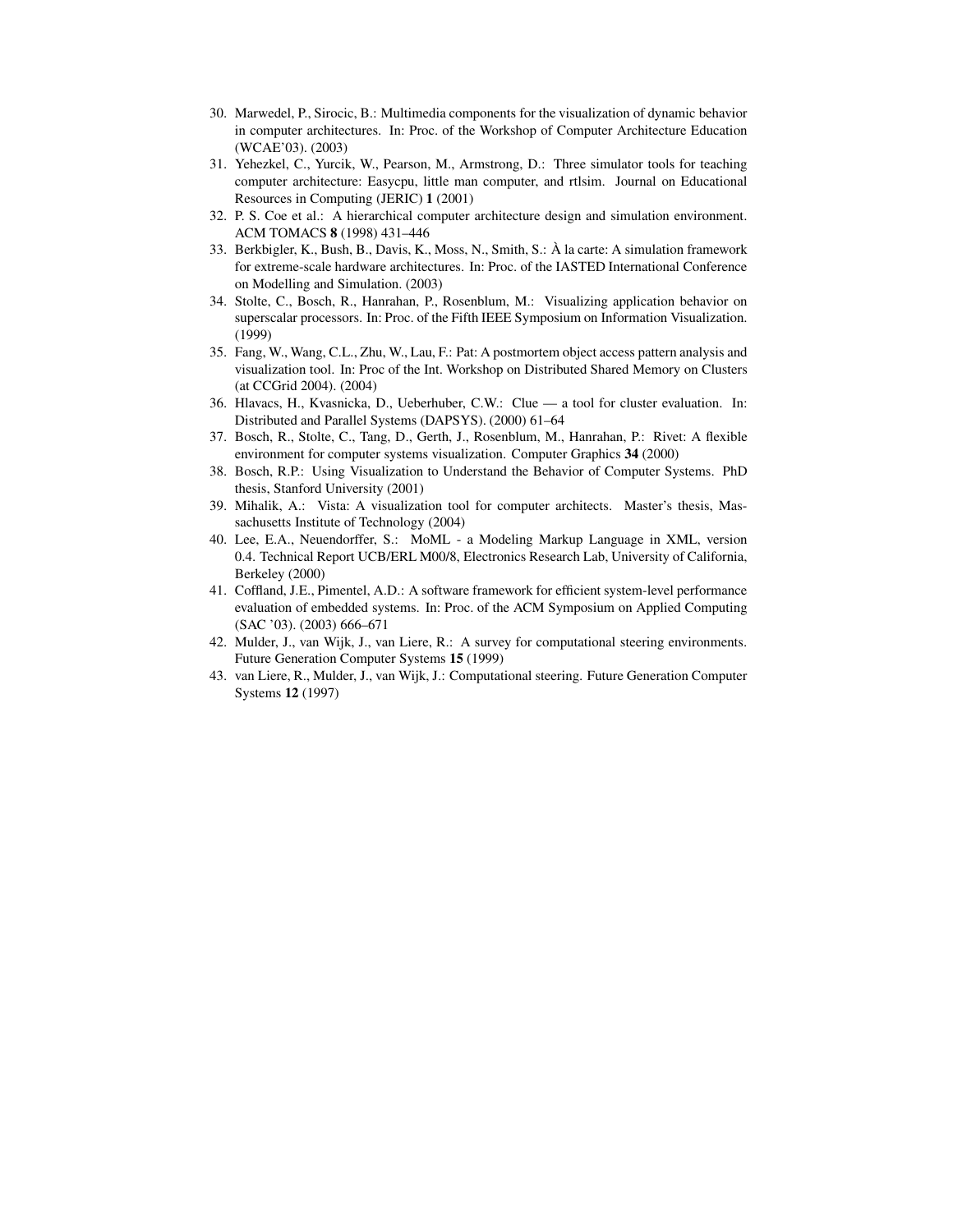30. Marwedel, P., Sirocic, B.: Multimedia components for the visualization of dynamic behavior in computer architectures. In: Proc. of the Workshop of Computer Architecture Education (WCAE'03). (2003)
31. Yehezkel, C., Yurcik, W., Pearson, M., Armstrong, D.: Three simulator tools for teaching computer architecture: Easycpu, little man computer, and rtlsim. Journal on Educational Resources in Computing (JERIC) **1** (2001)
32. P. S. Coe et al.: A hierarchical computer architecture design and simulation environment. ACM TOMACS **8** (1998) 431–446
33. Berkbigler, K., Bush, B., Davis, K., Moss, N., Smith, S.: À la carte: A simulation framework for extreme-scale hardware architectures. In: Proc. of the IASTED International Conference on Modelling and Simulation. (2003)
34. Stolte, C., Bosch, R., Hanrahan, P., Rosenblum, M.: Visualizing application behavior on superscalar processors. In: Proc. of the Fifth IEEE Symposium on Information Visualization. (1999)
35. Fang, W., Wang, C.L., Zhu, W., Lau, F.: Pat: A postmortem object access pattern analysis and visualization tool. In: Proc of the Int. Workshop on Distributed Shared Memory on Clusters (at CCGrid 2004). (2004)
36. Hlavacs, H., Kvasnicka, D., Ueberhuber, C.W.: Clue — a tool for cluster evaluation. In: Distributed and Parallel Systems (DAPSYS). (2000) 61–64
37. Bosch, R., Stolte, C., Tang, D., Gerth, J., Rosenblum, M., Hanrahan, P.: Rivet: A flexible environment for computer systems visualization. Computer Graphics **34** (2000)
38. Bosch, R.P.: Using Visualization to Understand the Behavior of Computer Systems. PhD thesis, Stanford University (2001)
39. Mihalik, A.: Vista: A visualization tool for computer architects. Master's thesis, Massachusetts Institute of Technology (2004)
40. Lee, E.A., Neuendorffer, S.: MoML - a Modeling Markup Language in XML, version 0.4. Technical Report UCB/ERL M00/8, Electronics Research Lab, University of California, Berkeley (2000)
41. Coffland, J.E., Pimentel, A.D.: A software framework for efficient system-level performance evaluation of embedded systems. In: Proc. of the ACM Symposium on Applied Computing (SAC '03). (2003) 666–671
42. Mulder, J., van Wijk, J., van Liere, R.: A survey for computational steering environments. Future Generation Computer Systems **15** (1999)
43. van Liere, R., Mulder, J., van Wijk, J.: Computational steering. Future Generation Computer Systems **12** (1997)